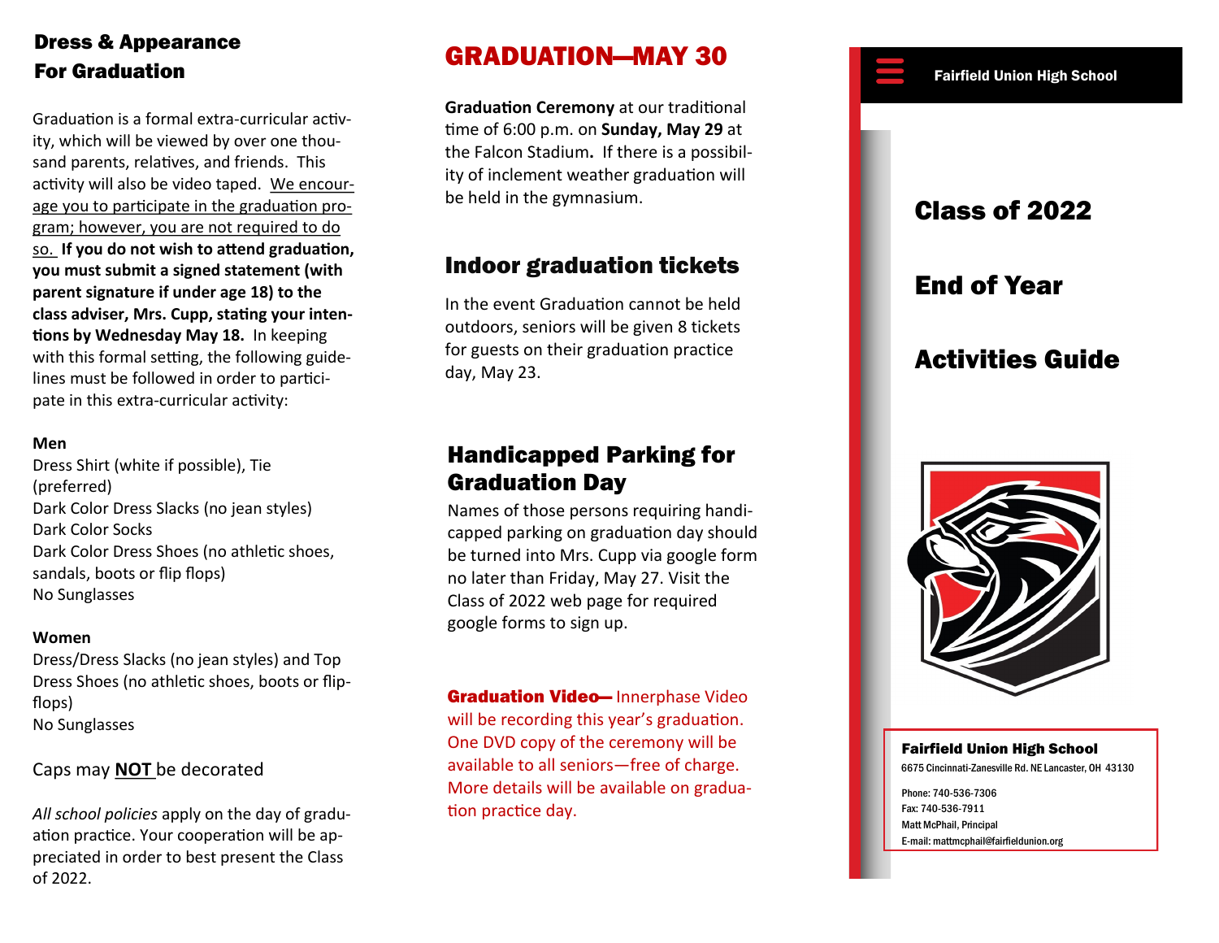## Dress & Appearance For Graduation

Graduation is a formal extra-curricular activity, which will be viewed by over one thousand parents, relatives, and friends. This activity will also be video taped. We encourage you to participate in the graduation program; however, you are not required to do so. **If you do not wish to attend graduation, you must submit a signed statement (with parent signature if under age 18) to the class adviser, Mrs. Cupp, stating your intentions by Wednesday May 18.** In keeping with this formal setting, the following guidelines must be followed in order to participate in this extra-curricular activity:

**Men**

Dress Shirt (white if possible), Tie (preferred)
Dark Color Dress Slacks (no jean styles)
Dark Color Socks
Dark Color Dress Shoes (no athletic shoes, sandals, boots or flip flops)
No Sunglasses

**Women**

Dress/Dress Slacks (no jean styles) and Top
Dress Shoes (no athletic shoes, boots or flip-flops)
No Sunglasses

Caps may **NOT** be decorated

*All school policies* apply on the day of graduation practice. Your cooperation will be appreciated in order to best present the Class of 2022.

# GRADUATION—MAY 30

**Graduation Ceremony** at our traditional time of 6:00 p.m. on **Sunday, May 29** at the Falcon Stadium**.** If there is a possibility of inclement weather graduation will be held in the gymnasium.

## Indoor graduation tickets

In the event Graduation cannot be held outdoors, seniors will be given 8 tickets for guests on their graduation practice day, May 23.

## Handicapped Parking for Graduation Day

Names of those persons requiring handicapped parking on graduation day should be turned into Mrs. Cupp via google form no later than Friday, May 27. Visit the Class of 2022 web page for required google forms to sign up.

**Graduation Video—** Innerphase Video will be recording this year's graduation. One DVD copy of the ceremony will be available to all seniors—free of charge. More details will be available on graduation practice day.

Fairfield Union High School

# Class of 2022

# End of Year

# Activities Guide

**Fairfield Union High School**
6675 Cincinnati-Zanesville Rd. NE Lancaster, OH 43130

Phone: 740-536-7306
Fax: 740-536-7911
Matt McPhail, Principal
E-mail: mattmcphail@fairfieldunion.org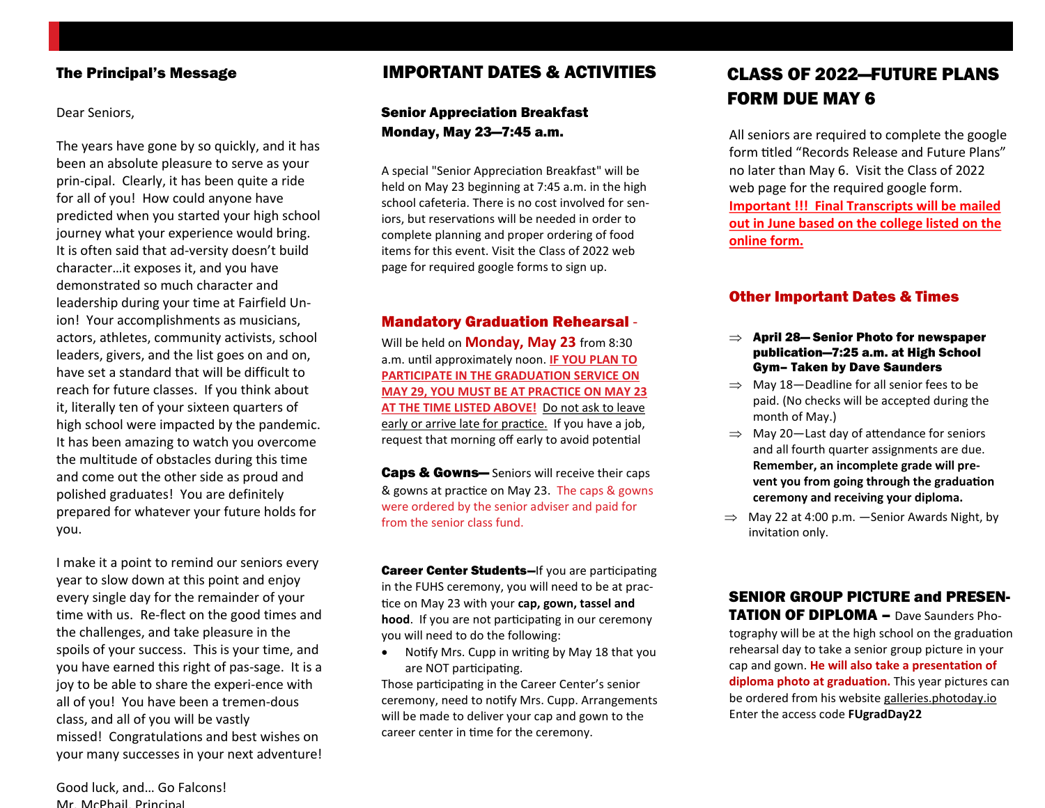## The Principal's Message

Dear Seniors,

The years have gone by so quickly, and it has been an absolute pleasure to serve as your prin-cipal. Clearly, it has been quite a ride for all of you! How could anyone have predicted when you started your high school journey what your experience would bring. It is often said that ad-versity doesn't build character…it exposes it, and you have demonstrated so much character and leadership during your time at Fairfield Un-ion! Your accomplishments as musicians, actors, athletes, community activists, school leaders, givers, and the list goes on and on, have set a standard that will be difficult to reach for future classes. If you think about it, literally ten of your sixteen quarters of high school were impacted by the pandemic. It has been amazing to watch you overcome the multitude of obstacles during this time and come out the other side as proud and polished graduates! You are definitely prepared for whatever your future holds for you.

I make it a point to remind our seniors every year to slow down at this point and enjoy every single day for the remainder of your time with us. Re-flect on the good times and the challenges, and take pleasure in the spoils of your success. This is your time, and you have earned this right of pas-sage. It is a joy to be able to share the experi-ence with all of you! You have been a tremen-dous class, and all of you will be vastly missed! Congratulations and best wishes on your many successes in your next adventure!

Good luck, and… Go Falcons!
Mr. McPhail, Principal

## IMPORTANT DATES & ACTIVITIES

### Senior Appreciation Breakfast
### Monday, May 23—7:45 a.m.

A special "Senior Appreciation Breakfast" will be held on May 23 beginning at 7:45 a.m. in the high school cafeteria. There is no cost involved for sen-iors, but reservations will be needed in order to complete planning and proper ordering of food items for this event. Visit the Class of 2022 web page for required google forms to sign up.

### Mandatory Graduation Rehearsal -

Will be held on **Monday, May 23** from 8:30 a.m. until approximately noon. **IF YOU PLAN TO PARTICIPATE IN THE GRADUATION SERVICE ON MAY 29, YOU MUST BE AT PRACTICE ON MAY 23 AT THE TIME LISTED ABOVE!** Do not ask to leave early or arrive late for practice. If you have a job, request that morning off early to avoid potential

**Caps & Gowns—** Seniors will receive their caps & gowns at practice on May 23. The caps & gowns were ordered by the senior adviser and paid for from the senior class fund.

**Career Center Students—**If you are participating in the FUHS ceremony, you will need to be at prac-tice on May 23 with your **cap, gown, tassel and hood**. If you are not participating in our ceremony you will need to do the following:

- Notify Mrs. Cupp in writing by May 18 that you are NOT participating.

Those participating in the Career Center's senior ceremony, need to notify Mrs. Cupp. Arrangements will be made to deliver your cap and gown to the career center in time for the ceremony.

## CLASS OF 2022—FUTURE PLANS FORM DUE MAY 6

All seniors are required to complete the google form titled "Records Release and Future Plans" no later than May 6. Visit the Class of 2022 web page for the required google form. **Important !!! Final Transcripts will be mailed out in June based on the college listed on the online form.**

### Other Important Dates & Times

- ⇒ **April 28— Senior Photo for newspaper publication—7:25 a.m. at High School Gym– Taken by Dave Saunders**
- ⇒ May 18—Deadline for all senior fees to be paid. (No checks will be accepted during the month of May.)
- ⇒ May 20—Last day of attendance for seniors and all fourth quarter assignments are due. **Remember, an incomplete grade will pre-vent you from going through the graduation ceremony and receiving your diploma.**
- ⇒ May 22 at 4:00 p.m. —Senior Awards Night, by invitation only.

**SENIOR GROUP PICTURE and PRESEN-TATION OF DIPLOMA –** Dave Saunders Pho-tography will be at the high school on the graduation rehearsal day to take a senior group picture in your cap and gown. **He will also take a presentation of diploma photo at graduation.** This year pictures can be ordered from his website galleries.photoday.io Enter the access code **FUgradDay22**